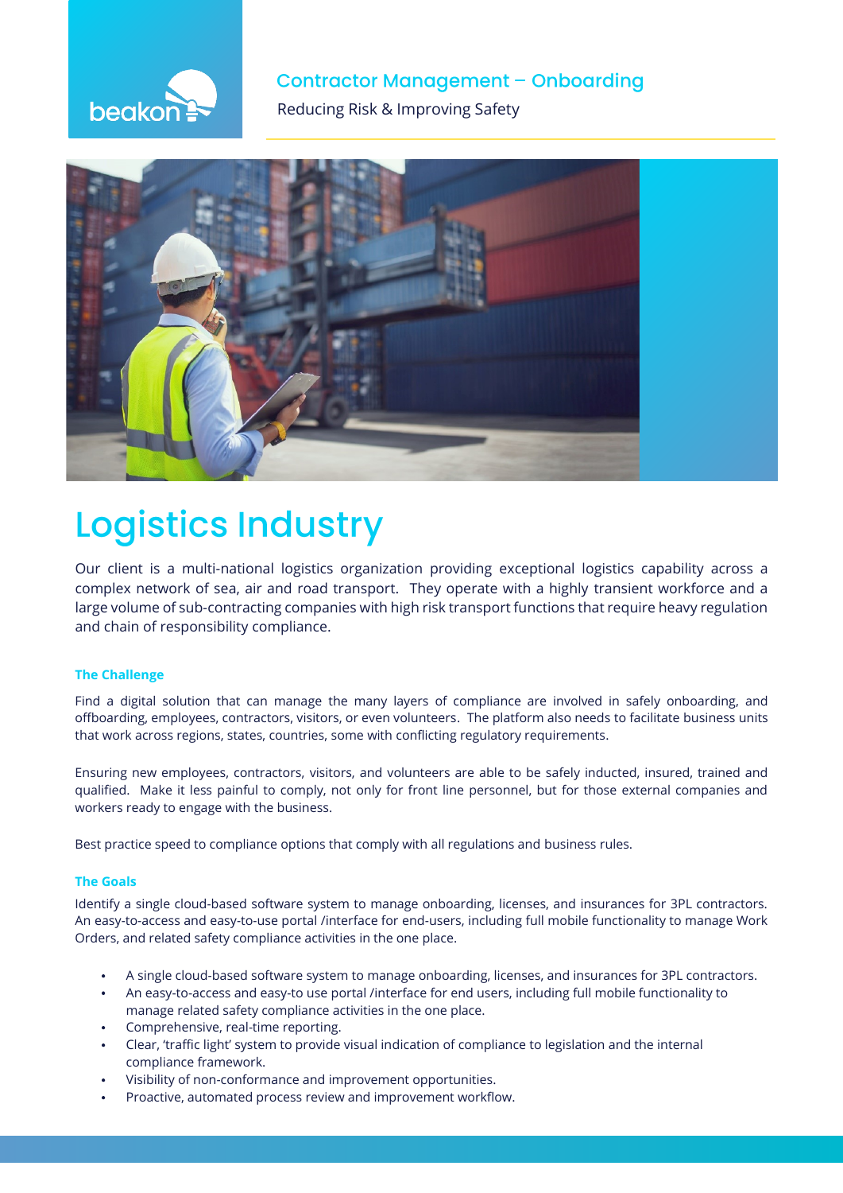beakon

Contractor Management – Onboarding

Reducing Risk & Improving Safety

# Logistics Industry

Our client is a multi-national logistics organization providing exceptional logistics capability across a complex network of sea, air and road transport. They operate with a highly transient workforce and a large volume of sub-contracting companies with high risk transport functions that require heavy regulation and chain of responsibility compliance.

### The Challenge

Find a digital solution that can manage the many layers of compliance are involved in safely onboarding, and offboarding, employees, contractors, visitors, or even volunteers. The platform also needs to facilitate business units that work across regions, states, countries, some with conflicting regulatory requirements.

Ensuring new employees, contractors, visitors, and volunteers are able to be safely inducted, insured, trained and qualified. Make it less painful to comply, not only for front line personnel, but for those external companies and workers ready to engage with the business.

Best practice speed to compliance options that comply with all regulations and business rules.

### The Goals

Identify a single cloud-based software system to manage onboarding, licenses, and insurances for 3PL contractors. An easy-to-access and easy-to-use portal /interface for end-users, including full mobile functionality to manage Work Orders, and related safety compliance activities in the one place.

- A single cloud-based software system to manage onboarding, licenses, and insurances for 3PL contractors.
- An easy-to-access and easy-to use portal /interface for end users, including full mobile functionality to manage related safety compliance activities in the one place.
- Comprehensive, real-time reporting.
- Clear, 'traffic light' system to provide visual indication of compliance to legislation and the internal compliance framework.
- Visibility of non-conformance and improvement opportunities.
- Proactive, automated process review and improvement workflow.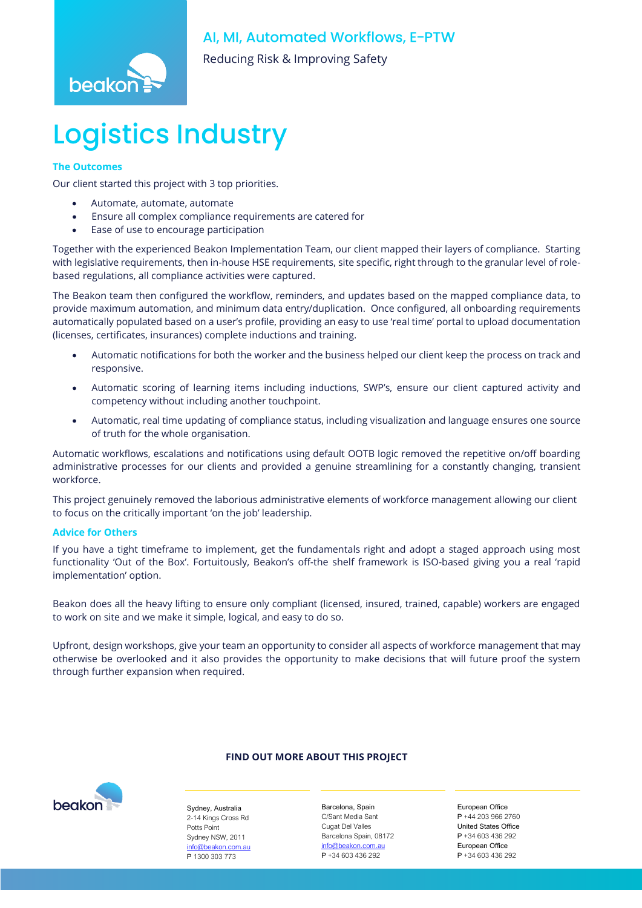AI, MI, Automated Workflows, E-PTW

Reducing Risk & Improving Safety

# Logistics Industry

### The Outcomes

Our client started this project with 3 top priorities.

- Automate, automate, automate
- Ensure all complex compliance requirements are catered for
- Ease of use to encourage participation

Together with the experienced Beakon Implementation Team, our client mapped their layers of compliance. Starting with legislative requirements, then in-house HSE requirements, site specific, right through to the granular level of role-based regulations, all compliance activities were captured.

The Beakon team then configured the workflow, reminders, and updates based on the mapped compliance data, to provide maximum automation, and minimum data entry/duplication. Once configured, all onboarding requirements automatically populated based on a user's profile, providing an easy to use 'real time' portal to upload documentation (licenses, certificates, insurances) complete inductions and training.

- Automatic notifications for both the worker and the business helped our client keep the process on track and responsive.
- Automatic scoring of learning items including inductions, SWP's, ensure our client captured activity and competency without including another touchpoint.
- Automatic, real time updating of compliance status, including visualization and language ensures one source of truth for the whole organisation.

Automatic workflows, escalations and notifications using default OOTB logic removed the repetitive on/off boarding administrative processes for our clients and provided a genuine streamlining for a constantly changing, transient workforce.

This project genuinely removed the laborious administrative elements of workforce management allowing our client to focus on the critically important 'on the job' leadership.

### Advice for Others

If you have a tight timeframe to implement, get the fundamentals right and adopt a staged approach using most functionality 'Out of the Box'. Fortuitously, Beakon's off-the shelf framework is ISO-based giving you a real 'rapid implementation' option.

Beakon does all the heavy lifting to ensure only compliant (licensed, insured, trained, capable) workers are engaged to work on site and we make it simple, logical, and easy to do so.

Upfront, design workshops, give your team an opportunity to consider all aspects of workforce management that may otherwise be overlooked and it also provides the opportunity to make decisions that will future proof the system through further expansion when required.

**FIND OUT MORE ABOUT THIS PROJECT**

Sydney, Australia
2-14 Kings Cross Rd
Potts Point
Sydney NSW, 2011
info@beakon.com.au
P 1300 303 773

Barcelona, Spain
C/Sant Media Sant
Cugat Del Valles
Barcelona Spain, 08172
info@beakon.com.au
P +34 603 436 292

European Office
P +44 203 966 2760
United States Office
P +34 603 436 292
European Office
P +34 603 436 292